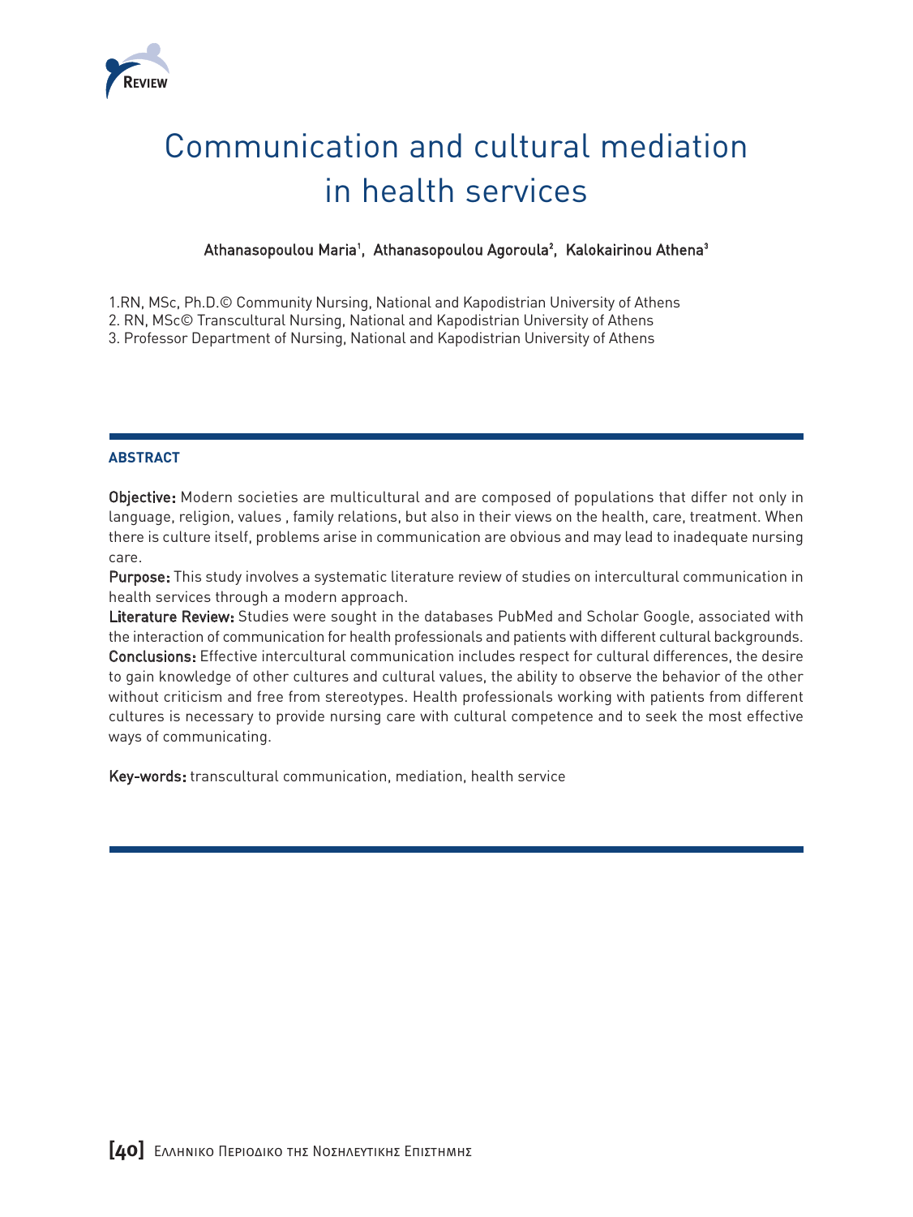REVIEW

# Communication and cultural mediation in health services

**Athanasopoulou Maria[1], Athanasopoulou Agoroula[2], Kalokairinou Athena[3]**

1.RN, MSc, Ph.D.© Community Nursing, National and Kapodistrian University of Athens
2. RN, MSc© Transcultural Nursing, National and Kapodistrian University of Athens
3. Professor Department of Nursing, National and Kapodistrian University of Athens

## ABSTRACT

**Objective:** Modern societies are multicultural and are composed of populations that differ not only in language, religion, values , family relations, but also in their views on the health, care, treatment. When there is culture itself, problems arise in communication are obvious and may lead to inadequate nursing care.

**Purpose:** This study involves a systematic literature review of studies on intercultural communication in health services through a modern approach.

**Literature Review:** Studies were sought in the databases PubMed and Scholar Google, associated with the interaction of communication for health professionals and patients with different cultural backgrounds.

**Conclusions:** Effective intercultural communication includes respect for cultural differences, the desire to gain knowledge of other cultures and cultural values, the ability to observe the behavior of the other without criticism and free from stereotypes. Health professionals working with patients from different cultures is necessary to provide nursing care with cultural competence and to seek the most effective ways of communicating.

**Key-words:** transcultural communication, mediation, health service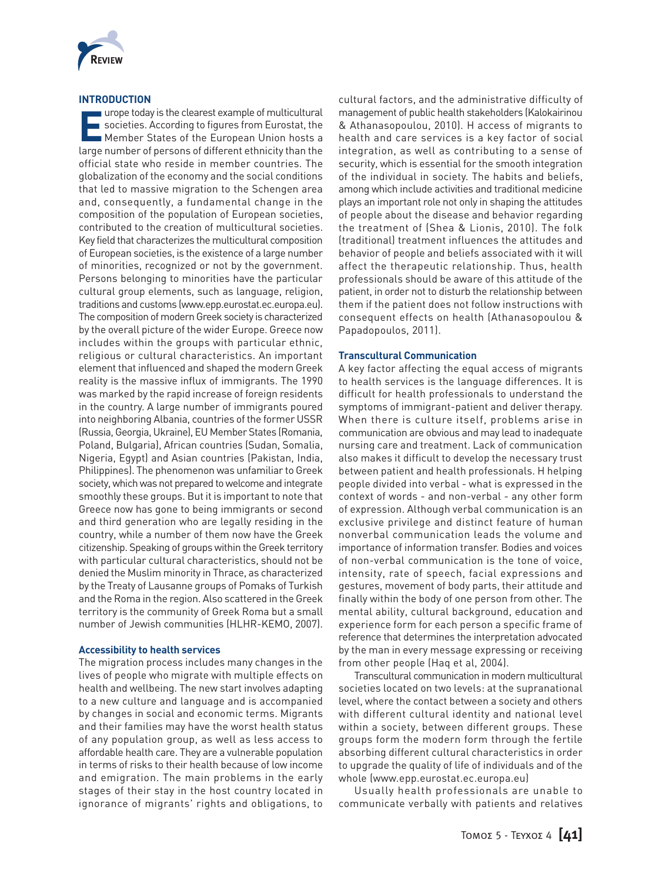## INTRODUCTION

Europe today is the clearest example of multicultural societies. According to figures from Eurostat, the Member States of the European Union hosts a large number of persons of different ethnicity than the official state who reside in member countries. The globalization of the economy and the social conditions that led to massive migration to the Schengen area and, consequently, a fundamental change in the composition of the population of European societies, contributed to the creation of multicultural societies. Key field that characterizes the multicultural composition of European societies, is the existence of a large number of minorities, recognized or not by the government. Persons belonging to minorities have the particular cultural group elements, such as language, religion, traditions and customs (www.epp.eurostat.ec.europa.eu). The composition of modern Greek society is characterized by the overall picture of the wider Europe. Greece now includes within the groups with particular ethnic, religious or cultural characteristics. An important element that influenced and shaped the modern Greek reality is the massive influx of immigrants. The 1990 was marked by the rapid increase of foreign residents in the country. A large number of immigrants poured into neighboring Albania, countries of the former USSR (Russia, Georgia, Ukraine), EU Member States (Romania, Poland, Bulgaria), African countries (Sudan, Somalia, Nigeria, Egypt) and Asian countries (Pakistan, India, Philippines). The phenomenon was unfamiliar to Greek society, which was not prepared to welcome and integrate smoothly these groups. But it is important to note that Greece now has gone to being immigrants or second and third generation who are legally residing in the country, while a number of them now have the Greek citizenship. Speaking of groups within the Greek territory with particular cultural characteristics, should not be denied the Muslim minority in Thrace, as characterized by the Treaty of Lausanne groups of Pomaks of Turkish and the Roma in the region. Also scattered in the Greek territory is the community of Greek Roma but a small number of Jewish communities (HLHR-KEMO, 2007).

### Accessibility to health services

The migration process includes many changes in the lives of people who migrate with multiple effects on health and wellbeing. The new start involves adapting to a new culture and language and is accompanied by changes in social and economic terms. Migrants and their families may have the worst health status of any population group, as well as less access to affordable health care. They are a vulnerable population in terms of risks to their health because of low income and emigration. The main problems in the early stages of their stay in the host country located in ignorance of migrants' rights and obligations, to cultural factors, and the administrative difficulty of management of public health stakeholders (Kalokairinou & Athanasopoulou, 2010). H access of migrants to health and care services is a key factor of social integration, as well as contributing to a sense of security, which is essential for the smooth integration of the individual in society. The habits and beliefs, among which include activities and traditional medicine plays an important role not only in shaping the attitudes of people about the disease and behavior regarding the treatment of (Shea & Lionis, 2010). The folk (traditional) treatment influences the attitudes and behavior of people and beliefs associated with it will affect the therapeutic relationship. Thus, health professionals should be aware of this attitude of the patient, in order not to disturb the relationship between them if the patient does not follow instructions with consequent effects on health (Athanasopoulou & Papadopoulos, 2011).

### Transcultural Communication

A key factor affecting the equal access of migrants to health services is the language differences. It is difficult for health professionals to understand the symptoms of immigrant-patient and deliver therapy. When there is culture itself, problems arise in communication are obvious and may lead to inadequate nursing care and treatment. Lack of communication also makes it difficult to develop the necessary trust between patient and health professionals. H helping people divided into verbal - what is expressed in the context of words - and non-verbal - any other form of expression. Although verbal communication is an exclusive privilege and distinct feature of human nonverbal communication leads the volume and importance of information transfer. Bodies and voices of non-verbal communication is the tone of voice, intensity, rate of speech, facial expressions and gestures, movement of body parts, their attitude and finally within the body of one person from other. The mental ability, cultural background, education and experience form for each person a specific frame of reference that determines the interpretation advocated by the man in every message expressing or receiving from other people (Haq et al, 2004).

Transcultural communication in modern multicultural societies located on two levels: at the supranational level, where the contact between a society and others with different cultural identity and national level within a society, between different groups. These groups form the modern form through the fertile absorbing different cultural characteristics in order to upgrade the quality of life of individuals and of the whole (www.epp.eurostat.ec.europa.eu)

Usually health professionals are unable to communicate verbally with patients and relatives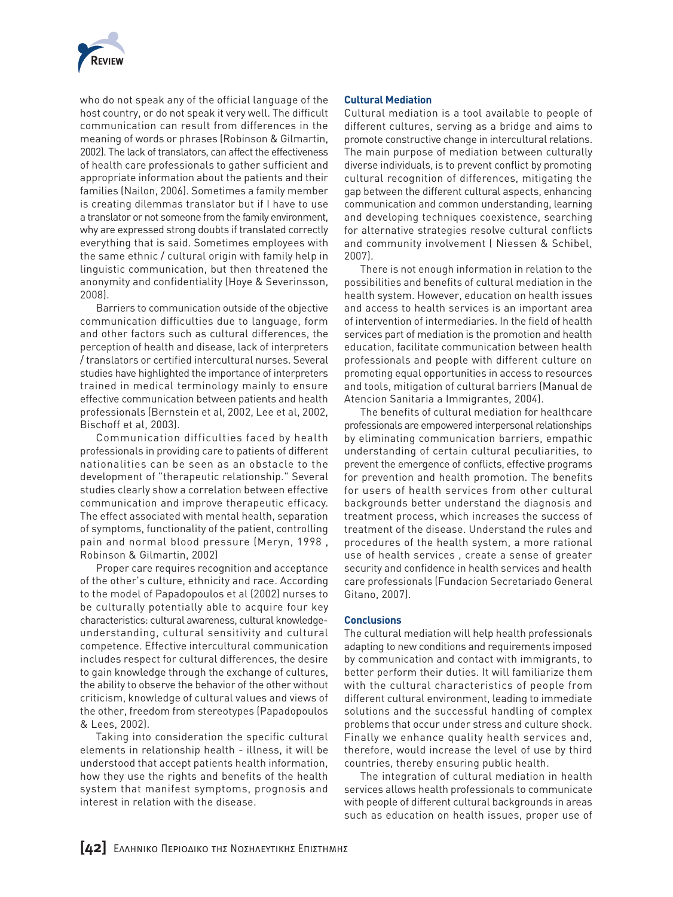who do not speak any of the official language of the host country, or do not speak it very well. The difficult communication can result from differences in the meaning of words or phrases (Robinson & Gilmartin, 2002). The lack of translators, can affect the effectiveness of health care professionals to gather sufficient and appropriate information about the patients and their families (Nailon, 2006). Sometimes a family member is creating dilemmas translator but if I have to use a translator or not someone from the family environment, why are expressed strong doubts if translated correctly everything that is said. Sometimes employees with the same ethnic / cultural origin with family help in linguistic communication, but then threatened the anonymity and confidentiality (Hoye & Severinsson, 2008).

Barriers to communication outside of the objective communication difficulties due to language, form and other factors such as cultural differences, the perception of health and disease, lack of interpreters / translators or certified intercultural nurses. Several studies have highlighted the importance of interpreters trained in medical terminology mainly to ensure effective communication between patients and health professionals (Bernstein et al, 2002, Lee et al, 2002, Bischoff et al, 2003).

Communication difficulties faced by health professionals in providing care to patients of different nationalities can be seen as an obstacle to the development of "therapeutic relationship." Several studies clearly show a correlation between effective communication and improve therapeutic efficacy. The effect associated with mental health, separation of symptoms, functionality of the patient, controlling pain and normal blood pressure (Meryn, 1998 , Robinson & Gilmartin, 2002)

Proper care requires recognition and acceptance of the other's culture, ethnicity and race. According to the model of Papadopoulos et al (2002) nurses to be culturally potentially able to acquire four key characteristics: cultural awareness, cultural knowledge-understanding, cultural sensitivity and cultural competence. Effective intercultural communication includes respect for cultural differences, the desire to gain knowledge through the exchange of cultures, the ability to observe the behavior of the other without criticism, knowledge of cultural values and views of the other, freedom from stereotypes (Papadopoulos & Lees, 2002).

Taking into consideration the specific cultural elements in relationship health - illness, it will be understood that accept patients health information, how they use the rights and benefits of the health system that manifest symptoms, prognosis and interest in relation with the disease.

### Cultural Mediation

Cultural mediation is a tool available to people of different cultures, serving as a bridge and aims to promote constructive change in intercultural relations. The main purpose of mediation between culturally diverse individuals, is to prevent conflict by promoting cultural recognition of differences, mitigating the gap between the different cultural aspects, enhancing communication and common understanding, learning and developing techniques coexistence, searching for alternative strategies resolve cultural conflicts and community involvement ( Niessen & Schibel, 2007).

There is not enough information in relation to the possibilities and benefits of cultural mediation in the health system. However, education on health issues and access to health services is an important area of intervention of intermediaries. In the field of health services part of mediation is the promotion and health education, facilitate communication between health professionals and people with different culture on promoting equal opportunities in access to resources and tools, mitigation of cultural barriers (Manual de Atencion Sanitaria a Immigrantes, 2004).

The benefits of cultural mediation for healthcare professionals are empowered interpersonal relationships by eliminating communication barriers, empathic understanding of certain cultural peculiarities, to prevent the emergence of conflicts, effective programs for prevention and health promotion. The benefits for users of health services from other cultural backgrounds better understand the diagnosis and treatment process, which increases the success of treatment of the disease. Understand the rules and procedures of the health system, a more rational use of health services , create a sense of greater security and confidence in health services and health care professionals (Fundacion Secretariado General Gitano, 2007).

### Conclusions

The cultural mediation will help health professionals adapting to new conditions and requirements imposed by communication and contact with immigrants, to better perform their duties. It will familiarize them with the cultural characteristics of people from different cultural environment, leading to immediate solutions and the successful handling of complex problems that occur under stress and culture shock. Finally we enhance quality health services and, therefore, would increase the level of use by third countries, thereby ensuring public health.

The integration of cultural mediation in health services allows health professionals to communicate with people of different cultural backgrounds in areas such as education on health issues, proper use of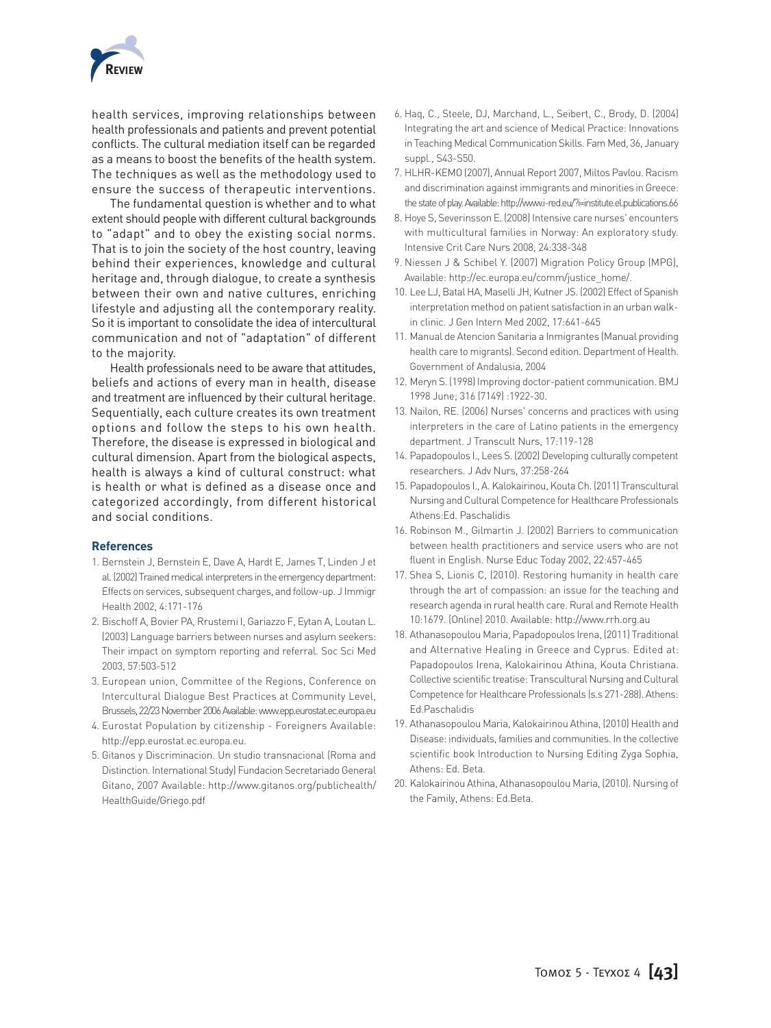health services, improving relationships between health professionals and patients and prevent potential conflicts. The cultural mediation itself can be regarded as a means to boost the benefits of the health system. The techniques as well as the methodology used to ensure the success of therapeutic interventions.

The fundamental question is whether and to what extent should people with different cultural backgrounds to "adapt" and to obey the existing social norms. That is to join the society of the host country, leaving behind their experiences, knowledge and cultural heritage and, through dialogue, to create a synthesis between their own and native cultures, enriching lifestyle and adjusting all the contemporary reality. So it is important to consolidate the idea of intercultural communication and not of "adaptation" of different to the majority.

Health professionals need to be aware that attitudes, beliefs and actions of every man in health, disease and treatment are influenced by their cultural heritage. Sequentially, each culture creates its own treatment options and follow the steps to his own health. Therefore, the disease is expressed in biological and cultural dimension. Apart from the biological aspects, health is always a kind of cultural construct: what is health or what is defined as a disease once and categorized accordingly, from different historical and social conditions.

## References

1. Bernstein J, Bernstein E, Dave A, Hardt E, James T, Linden J et al. (2002) Trained medical interpreters in the emergency department: Effects on services, subsequent charges, and follow-up. J Immigr Health 2002, 4:171-176
2. Bischoff A, Bovier PA, Rrustemi I, Gariazzo F, Eytan A, Loutan L. (2003) Language barriers between nurses and asylum seekers: Their impact on symptom reporting and referral. Soc Sci Med 2003, 57:503-512
3. European union, Committee of the Regions, Conference on Intercultural Dialogue Best Practices at Community Level, Brussels, 22/23 November 2006 Available: www.epp.eurostat.ec.europa.eu
4. Eurostat Population by citizenship - Foreigners Available: http://epp.eurostat.ec.europa.eu.
5. Gitanos y Discriminacion. Un studio transnacional (Roma and Distinction. International Study) Fundacion Secretariado General Gitano, 2007 Available: http://www.gitanos.org/publichealth/HealthGuide/Griego.pdf
6. Haq, C., Steele, DJ, Marchand, L., Seibert, C., Brody, D. (2004) Integrating the art and science of Medical Practice: Innovations in Teaching Medical Communication Skills. Fam Med, 36, January suppl., S43-S50.
7. HLHR-KEMO (2007), Annual Report 2007, Miltos Pavlou. Racism and discrimination against immigrants and minorities in Greece: the state of play. Available: http://www.i-red.eu/?i=institute.el.publications.66
8. Hoye S, Severinsson E. (2008) Intensive care nurses' encounters with multicultural families in Norway: An exploratory study. Intensive Crit Care Nurs 2008, 24:338-348
9. Niessen J & Schibel Y. (2007) Migration Policy Group (MPG), Available: http://ec.europa.eu/comm/justice_home/.
10. Lee LJ, Batal HA, Maselli JH, Kutner JS. (2002) Effect of Spanish interpretation method on patient satisfaction in an urban walk-in clinic. J Gen Intern Med 2002, 17:641-645
11. Manual de Atencion Sanitaria a Inmigrantes (Manual providing health care to migrants). Second edition. Department of Health. Government of Andalusia, 2004
12. Meryn S. (1998) Improving doctor-patient communication. BMJ 1998 June; 316 (7149) :1922-30.
13. Nailon, RE. (2006) Nurses' concerns and practices with using interpreters in the care of Latino patients in the emergency department. J Transcult Nurs, 17:119-128
14. Papadopoulos I., Lees S. (2002) Developing culturally competent researchers. J Adv Nurs, 37:258-264
15. Papadopoulos I., A. Kalokairinou, Kouta Ch. (2011) Transcultural Nursing and Cultural Competence for Healthcare Professionals Athens:Ed. Paschalidis
16. Robinson M., Gilmartin J. (2002) Barriers to communication between health practitioners and service users who are not fluent in English. Nurse Educ Today 2002, 22:457-465
17. Shea S, Lionis C, (2010). Restoring humanity in health care through the art of compassion: an issue for the teaching and research agenda in rural health care. Rural and Remote Health 10:1679. (Online) 2010. Available: http://www.rrh.org.au
18. Athanasopoulou Maria, Papadopoulos Irena, (2011) Traditional and Alternative Healing in Greece and Cyprus. Edited at: Papadopoulos Irena, Kalokairinou Athina, Kouta Christiana. Collective scientific treatise: Transcultural Nursing and Cultural Competence for Healthcare Professionals (s.s 271-288). Athens: Ed.Paschalidis
19. Athanasopoulou Maria, Kalokairinou Athina, (2010) Health and Disease: individuals, families and communities. In the collective scientific book Introduction to Nursing Editing Zyga Sophia, Athens: Ed. Beta.
20. Kalokairinou Athina, Athanasopoulou Maria, (2010). Nursing of the Family, Athens: Ed.Beta.